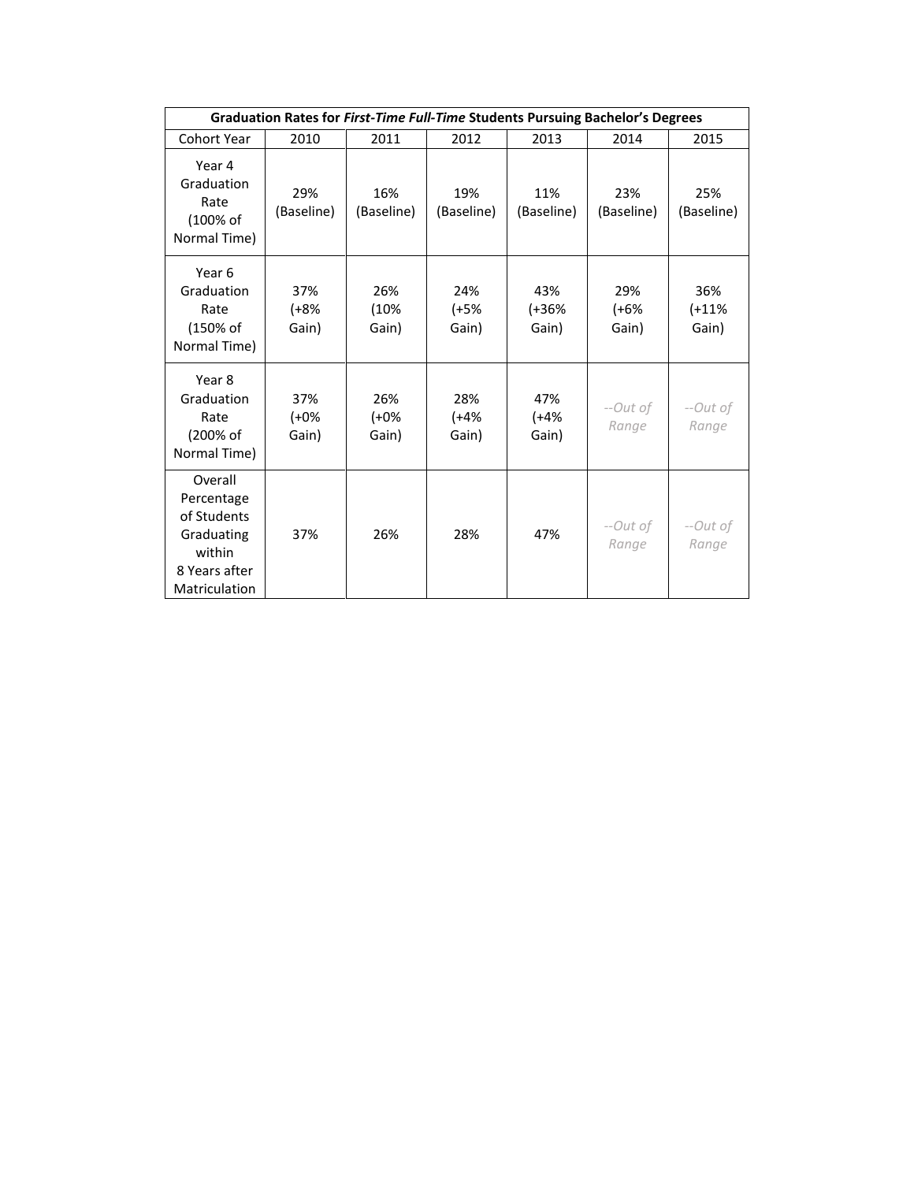| Graduation Rates for *First-Time Full-Time* Students Pursuing Bachelor's Degrees | | | | | | |
|---|---|---|---|---|---|---|
| Cohort Year | 2010 | 2011 | 2012 | 2013 | 2014 | 2015 |
| Year 4 Graduation Rate (100% of Normal Time) | 29% (Baseline) | 16% (Baseline) | 19% (Baseline) | 11% (Baseline) | 23% (Baseline) | 25% (Baseline) |
| Year 6 Graduation Rate (150% of Normal Time) | 37% (+8% Gain) | 26% (10% Gain) | 24% (+5% Gain) | 43% (+36% Gain) | 29% (+6% Gain) | 36% (+11% Gain) |
| Year 8 Graduation Rate (200% of Normal Time) | 37% (+0% Gain) | 26% (+0% Gain) | 28% (+4% Gain) | 47% (+4% Gain) | *--Out of Range* | *--Out of Range* |
| Overall Percentage of Students Graduating within 8 Years after Matriculation | 37% | 26% | 28% | 47% | *--Out of Range* | *--Out of Range* |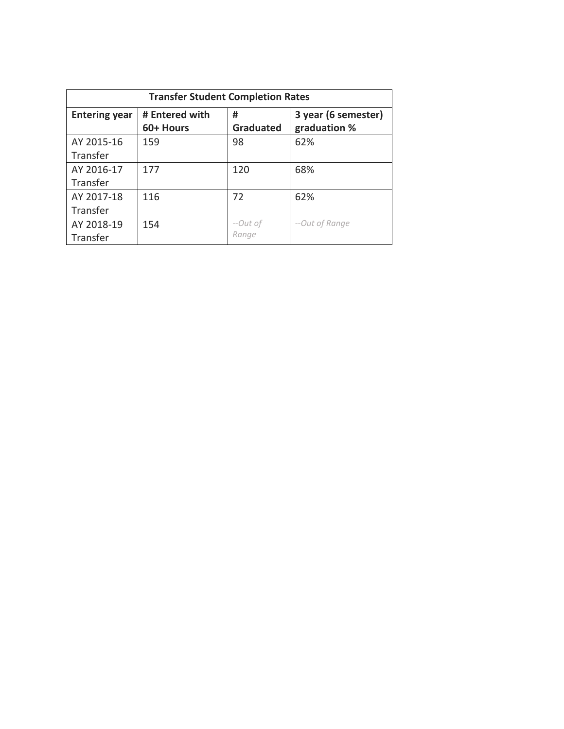| Transfer Student Completion Rates | | | |
|---|---|---|---|
| **Entering year** | **# Entered with 60+ Hours** | **# Graduated** | **3 year (6 semester) graduation %** |
| AY 2015-16 Transfer | 159 | 98 | 62% |
| AY 2016-17 Transfer | 177 | 120 | 68% |
| AY 2017-18 Transfer | 116 | 72 | 62% |
| AY 2018-19 Transfer | 154 | *--Out of Range* | *--Out of Range* |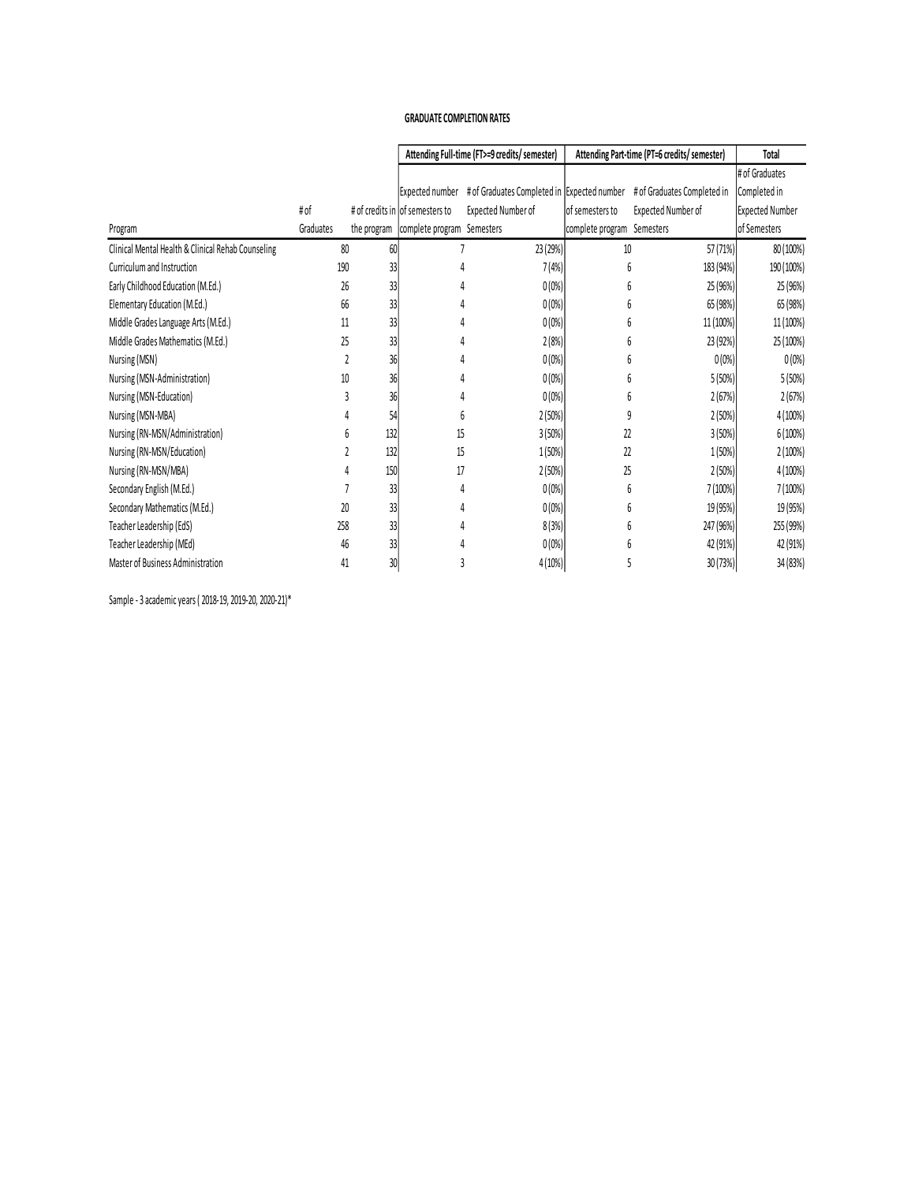**GRADUATE COMPLETION RATES**

| Program | # of Graduates | # of credits in the program | Attending Full-time (FT>=9 credits/ semester) | | Attending Part-time (PT=6 credits/ semester) | | Total |
|---|---|---|---|---|---|---|---|
| | | | Expected number of semesters to complete program | # of Graduates Completed in Expected Number of Semesters | Expected number of semesters to complete program | # of Graduates Completed in Expected Number of Semesters | # of Graduates Completed in Expected Number of Semesters |
| Clinical Mental Health & Clinical Rehab Counseling | 80 | 60 | 7 | 23 (29%) | 10 | 57 (71%) | 80 (100%) |
| Curriculum and Instruction | 190 | 33 | 4 | 7 (4%) | 6 | 183 (94%) | 190 (100%) |
| Early Childhood Education (M.Ed.) | 26 | 33 | 4 | 0 (0%) | 6 | 25 (96%) | 25 (96%) |
| Elementary Education (M.Ed.) | 66 | 33 | 4 | 0 (0%) | 6 | 65 (98%) | 65 (98%) |
| Middle Grades Language Arts (M.Ed.) | 11 | 33 | 4 | 0 (0%) | 6 | 11 (100%) | 11 (100%) |
| Middle Grades Mathematics (M.Ed.) | 25 | 33 | 4 | 2 (8%) | 6 | 23 (92%) | 25 (100%) |
| Nursing (MSN) | 2 | 36 | 4 | 0 (0%) | 6 | 0 (0%) | 0 (0%) |
| Nursing (MSN-Administration) | 10 | 36 | 4 | 0 (0%) | 6 | 5 (50%) | 5 (50%) |
| Nursing (MSN-Education) | 3 | 36 | 4 | 0 (0%) | 6 | 2 (67%) | 2 (67%) |
| Nursing (MSN-MBA) | 4 | 54 | 6 | 2 (50%) | 9 | 2 (50%) | 4 (100%) |
| Nursing (RN-MSN/Administration) | 6 | 132 | 15 | 3 (50%) | 22 | 3 (50%) | 6 (100%) |
| Nursing (RN-MSN/Education) | 2 | 132 | 15 | 1 (50%) | 22 | 1 (50%) | 2 (100%) |
| Nursing (RN-MSN/MBA) | 4 | 150 | 17 | 2 (50%) | 25 | 2 (50%) | 4 (100%) |
| Secondary English (M.Ed.) | 7 | 33 | 4 | 0 (0%) | 6 | 7 (100%) | 7 (100%) |
| Secondary Mathematics (M.Ed.) | 20 | 33 | 4 | 0 (0%) | 6 | 19 (95%) | 19 (95%) |
| Teacher Leadership (EdS) | 258 | 33 | 4 | 8 (3%) | 6 | 247 (96%) | 255 (99%) |
| Teacher Leadership (MEd) | 46 | 33 | 4 | 0 (0%) | 6 | 42 (91%) | 42 (91%) |
| Master of Business Administration | 41 | 30 | 3 | 4 (10%) | 5 | 30 (73%) | 34 (83%) |

Sample - 3 academic years ( 2018-19, 2019-20, 2020-21)*